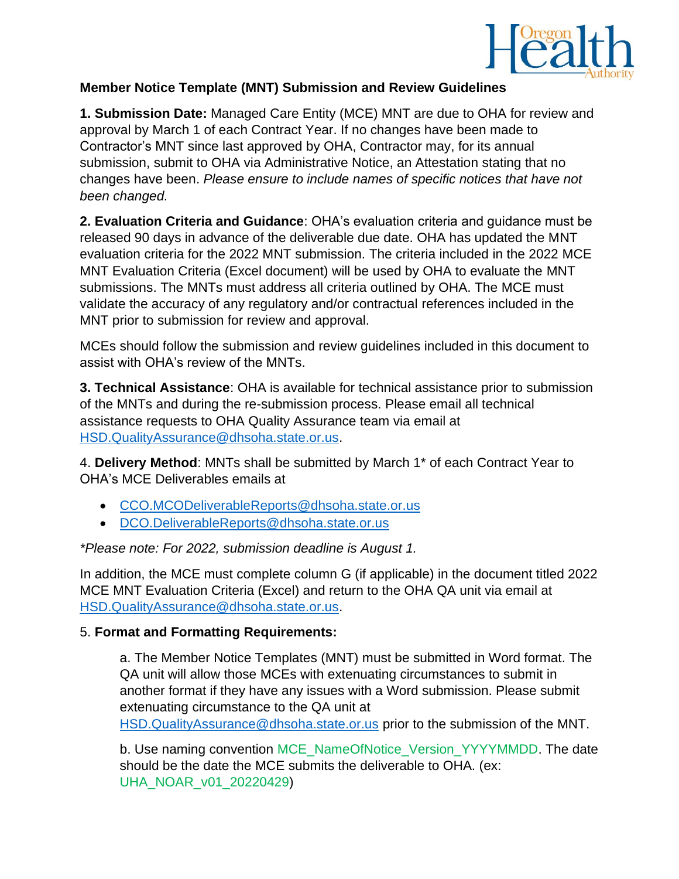## Member Notice Template (MNT) Submission and Review Guidelines

**1. Submission Date:** Managed Care Entity (MCE) MNT are due to OHA for review and approval by March 1 of each Contract Year. If no changes have been made to Contractor's MNT since last approved by OHA, Contractor may, for its annual submission, submit to OHA via Administrative Notice, an Attestation stating that no changes have been. *Please ensure to include names of specific notices that have not been changed.*

**2. Evaluation Criteria and Guidance**: OHA's evaluation criteria and guidance must be released 90 days in advance of the deliverable due date. OHA has updated the MNT evaluation criteria for the 2022 MNT submission. The criteria included in the 2022 MCE MNT Evaluation Criteria (Excel document) will be used by OHA to evaluate the MNT submissions. The MNTs must address all criteria outlined by OHA. The MCE must validate the accuracy of any regulatory and/or contractual references included in the MNT prior to submission for review and approval.

MCEs should follow the submission and review guidelines included in this document to assist with OHA's review of the MNTs.

**3. Technical Assistance**: OHA is available for technical assistance prior to submission of the MNTs and during the re-submission process. Please email all technical assistance requests to OHA Quality Assurance team via email at HSD.QualityAssurance@dhsoha.state.or.us.

4. **Delivery Method**: MNTs shall be submitted by March 1* of each Contract Year to OHA's MCE Deliverables emails at

- CCO.MCODeliverableReports@dhsoha.state.or.us
- DCO.DeliverableReports@dhsoha.state.or.us

*\*Please note: For 2022, submission deadline is August 1.*

In addition, the MCE must complete column G (if applicable) in the document titled 2022 MCE MNT Evaluation Criteria (Excel) and return to the OHA QA unit via email at HSD.QualityAssurance@dhsoha.state.or.us.

5. **Format and Formatting Requirements:**

a. The Member Notice Templates (MNT) must be submitted in Word format. The QA unit will allow those MCEs with extenuating circumstances to submit in another format if they have any issues with a Word submission. Please submit extenuating circumstance to the QA unit at HSD.QualityAssurance@dhsoha.state.or.us prior to the submission of the MNT.

b. Use naming convention MCE_NameOfNotice_Version_YYYYMMDD. The date should be the date the MCE submits the deliverable to OHA. (ex: UHA_NOAR_v01_20220429)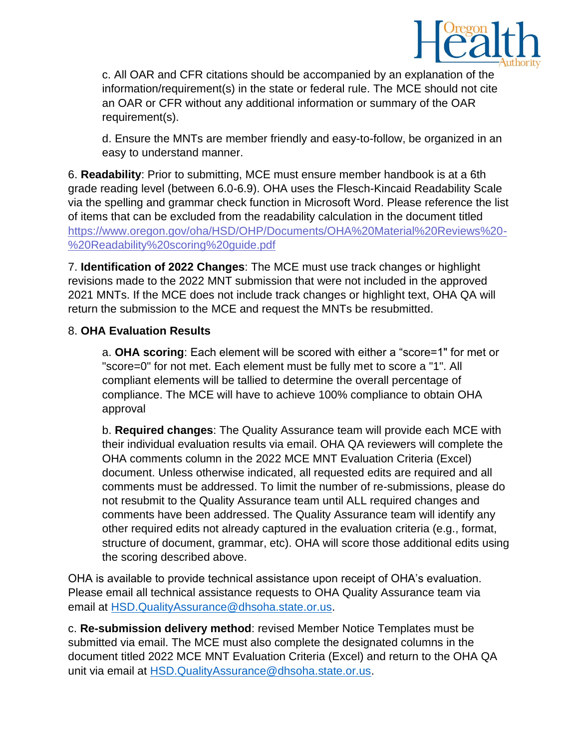c. All OAR and CFR citations should be accompanied by an explanation of the information/requirement(s) in the state or federal rule. The MCE should not cite an OAR or CFR without any additional information or summary of the OAR requirement(s).

d. Ensure the MNTs are member friendly and easy-to-follow, be organized in an easy to understand manner.

6. **Readability**: Prior to submitting, MCE must ensure member handbook is at a 6th grade reading level (between 6.0-6.9). OHA uses the Flesch-Kincaid Readability Scale via the spelling and grammar check function in Microsoft Word. Please reference the list of items that can be excluded from the readability calculation in the document titled [https://www.oregon.gov/oha/HSD/OHP/Documents/OHA%20Material%20Reviews%20-%20Readability%20scoring%20guide.pdf](https://www.oregon.gov/oha/HSD/OHP/Documents/OHA%20Material%20Reviews%20-%20Readability%20scoring%20guide.pdf)

7. **Identification of 2022 Changes**: The MCE must use track changes or highlight revisions made to the 2022 MNT submission that were not included in the approved 2021 MNTs. If the MCE does not include track changes or highlight text, OHA QA will return the submission to the MCE and request the MNTs be resubmitted.

8. **OHA Evaluation Results**

a. **OHA scoring**: Each element will be scored with either a "score=1" for met or "score=0" for not met. Each element must be fully met to score a "1". All compliant elements will be tallied to determine the overall percentage of compliance. The MCE will have to achieve 100% compliance to obtain OHA approval

b. **Required changes**: The Quality Assurance team will provide each MCE with their individual evaluation results via email. OHA QA reviewers will complete the OHA comments column in the 2022 MCE MNT Evaluation Criteria (Excel) document. Unless otherwise indicated, all requested edits are required and all comments must be addressed. To limit the number of re-submissions, please do not resubmit to the Quality Assurance team until ALL required changes and comments have been addressed. The Quality Assurance team will identify any other required edits not already captured in the evaluation criteria (e.g., format, structure of document, grammar, etc). OHA will score those additional edits using the scoring described above.

OHA is available to provide technical assistance upon receipt of OHA's evaluation. Please email all technical assistance requests to OHA Quality Assurance team via email at [HSD.QualityAssurance@dhsoha.state.or.us](mailto:HSD.QualityAssurance@dhsoha.state.or.us).

c. **Re-submission delivery method**: revised Member Notice Templates must be submitted via email. The MCE must also complete the designated columns in the document titled 2022 MCE MNT Evaluation Criteria (Excel) and return to the OHA QA unit via email at [HSD.QualityAssurance@dhsoha.state.or.us](mailto:HSD.QualityAssurance@dhsoha.state.or.us).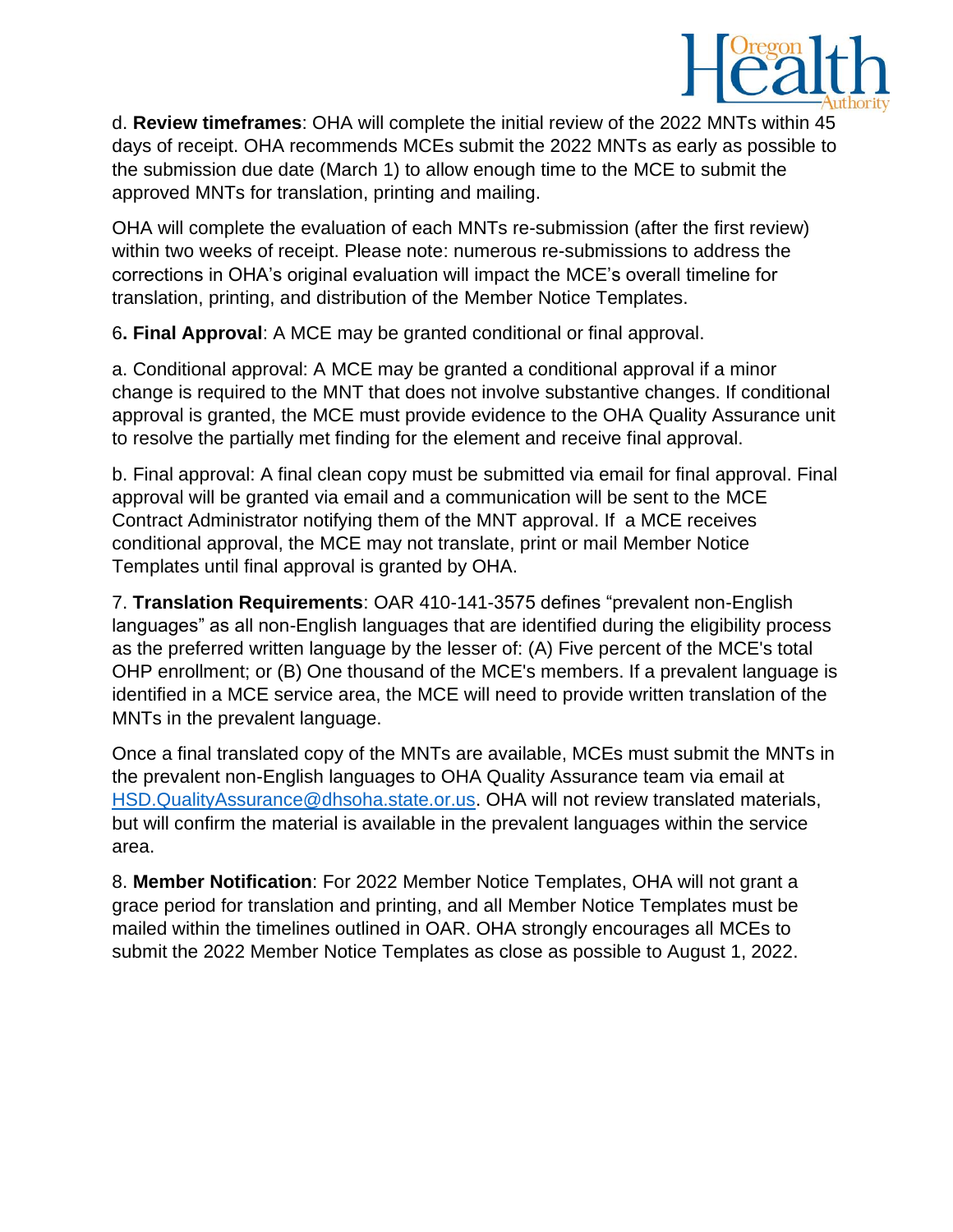d. **Review timeframes**: OHA will complete the initial review of the 2022 MNTs within 45 days of receipt. OHA recommends MCEs submit the 2022 MNTs as early as possible to the submission due date (March 1) to allow enough time to the MCE to submit the approved MNTs for translation, printing and mailing.

OHA will complete the evaluation of each MNTs re-submission (after the first review) within two weeks of receipt. Please note: numerous re-submissions to address the corrections in OHA's original evaluation will impact the MCE's overall timeline for translation, printing, and distribution of the Member Notice Templates.

6**. Final Approval**: A MCE may be granted conditional or final approval.

a. Conditional approval: A MCE may be granted a conditional approval if a minor change is required to the MNT that does not involve substantive changes. If conditional approval is granted, the MCE must provide evidence to the OHA Quality Assurance unit to resolve the partially met finding for the element and receive final approval.

b. Final approval: A final clean copy must be submitted via email for final approval. Final approval will be granted via email and a communication will be sent to the MCE Contract Administrator notifying them of the MNT approval. If a MCE receives conditional approval, the MCE may not translate, print or mail Member Notice Templates until final approval is granted by OHA.

7. **Translation Requirements**: OAR 410-141-3575 defines "prevalent non-English languages" as all non-English languages that are identified during the eligibility process as the preferred written language by the lesser of: (A) Five percent of the MCE's total OHP enrollment; or (B) One thousand of the MCE's members. If a prevalent language is identified in a MCE service area, the MCE will need to provide written translation of the MNTs in the prevalent language.

Once a final translated copy of the MNTs are available, MCEs must submit the MNTs in the prevalent non-English languages to OHA Quality Assurance team via email at HSD.QualityAssurance@dhsoha.state.or.us. OHA will not review translated materials, but will confirm the material is available in the prevalent languages within the service area.

8. **Member Notification**: For 2022 Member Notice Templates, OHA will not grant a grace period for translation and printing, and all Member Notice Templates must be mailed within the timelines outlined in OAR. OHA strongly encourages all MCEs to submit the 2022 Member Notice Templates as close as possible to August 1, 2022.